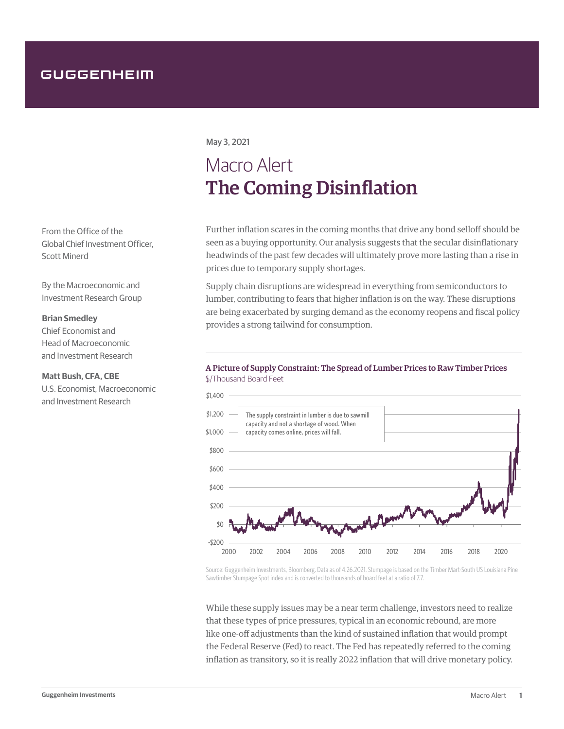GUGGENHEIM

May 3, 2021

# Macro Alert
# The Coming Disinflation

From the Office of the Global Chief Investment Officer, Scott Minerd

By the Macroeconomic and Investment Research Group

**Brian Smedley**
Chief Economist and Head of Macroeconomic and Investment Research

**Matt Bush, CFA, CBE**
U.S. Economist, Macroeconomic and Investment Research

Further inflation scares in the coming months that drive any bond selloff should be seen as a buying opportunity. Our analysis suggests that the secular disinflationary headwinds of the past few decades will ultimately prove more lasting than a rise in prices due to temporary supply shortages.

Supply chain disruptions are widespread in everything from semiconductors to lumber, contributing to fears that higher inflation is on the way. These disruptions are being exacerbated by surging demand as the economy reopens and fiscal policy provides a strong tailwind for consumption.

**A Picture of Supply Constraint: The Spread of Lumber Prices to Raw Timber Prices**
$/Thousand Board Feet

The supply constraint in lumber is due to sawmill capacity and not a shortage of wood. When capacity comes online, prices will fall.

Source: Guggenheim Investments, Bloomberg. Data as of 4.26.2021. Stumpage is based on the Timber Mart-South US Louisiana Pine Sawtimber Stumpage Spot index and is converted to thousands of board feet at a ratio of 7.7.

While these supply issues may be a near term challenge, investors need to realize that these types of price pressures, typical in an economic rebound, are more like one-off adjustments than the kind of sustained inflation that would prompt the Federal Reserve (Fed) to react. The Fed has repeatedly referred to the coming inflation as transitory, so it is really 2022 inflation that will drive monetary policy.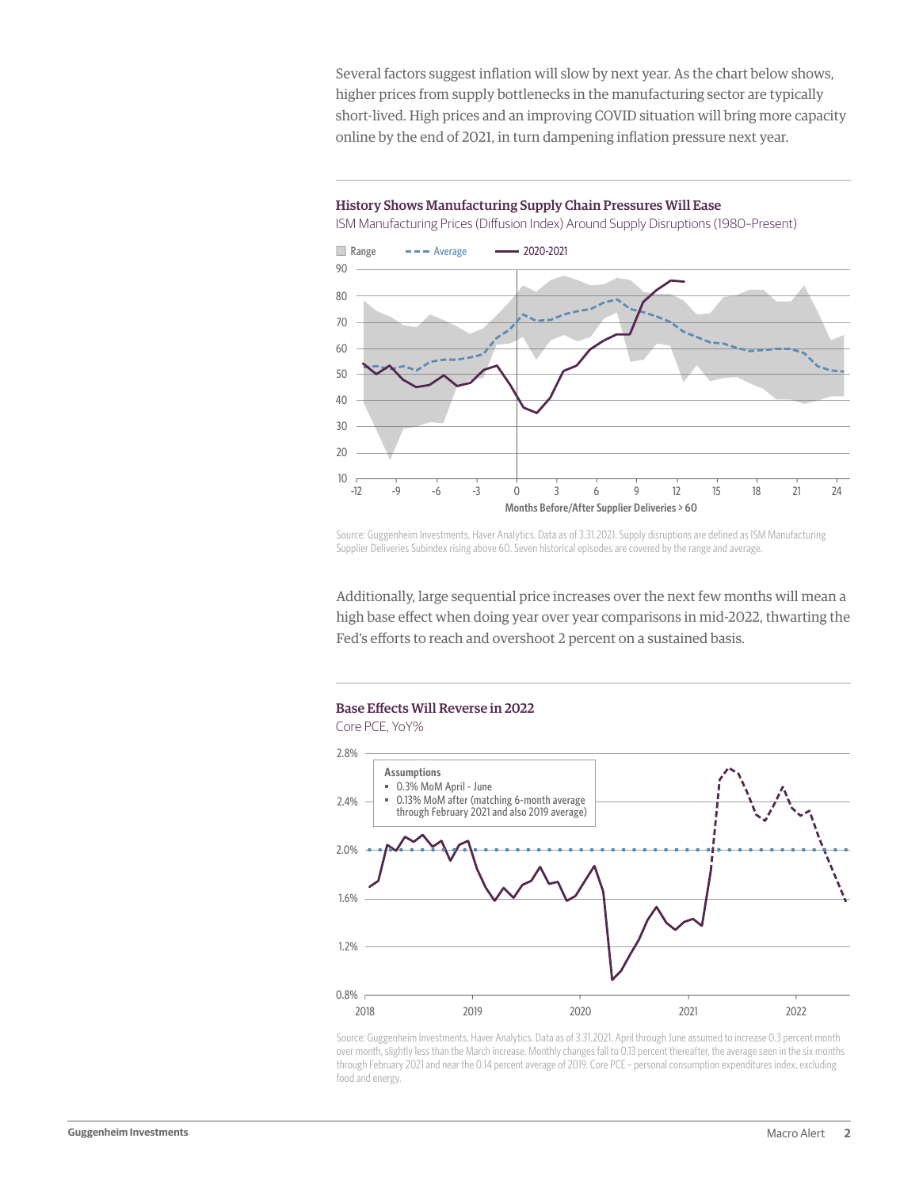Several factors suggest inflation will slow by next year. As the chart below shows, higher prices from supply bottlenecks in the manufacturing sector are typically short-lived. High prices and an improving COVID situation will bring more capacity online by the end of 2021, in turn dampening inflation pressure next year.

**History Shows Manufacturing Supply Chain Pressures Will Ease**

ISM Manufacturing Prices (Diffusion Index) Around Supply Disruptions (1980–Present)

Source: Guggenheim Investments, Haver Analytics. Data as of 3.31.2021. Supply disruptions are defined as ISM Manufacturing Supplier Deliveries Subindex rising above 60. Seven historical episodes are covered by the range and average.

Additionally, large sequential price increases over the next few months will mean a high base effect when doing year over year comparisons in mid-2022, thwarting the Fed's efforts to reach and overshoot 2 percent on a sustained basis.

**Base Effects Will Reverse in 2022**

Core PCE, YoY%

Assumptions
- 0.3% MoM April - June
- 0.13% MoM after (matching 6-month average through February 2021 and also 2019 average)

Source: Guggenheim Investments, Haver Analytics. Data as of 3.31.2021. April through June assumed to increase 0.3 percent month over month, slightly less than the March increase. Monthly changes fall to 0.13 percent thereafter, the average seen in the six months through February 2021 and near the 0.14 percent average of 2019. Core PCE – personal consumption expenditures index, excluding food and energy.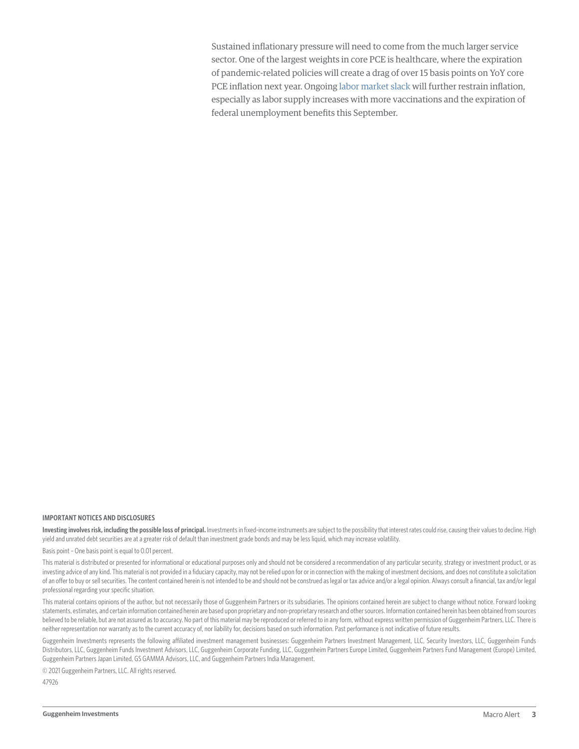Sustained inflationary pressure will need to come from the much larger service sector. One of the largest weights in core PCE is healthcare, where the expiration of pandemic-related policies will create a drag of over 15 basis points on YoY core PCE inflation next year. Ongoing labor market slack will further restrain inflation, especially as labor supply increases with more vaccinations and the expiration of federal unemployment benefits this September.

**IMPORTANT NOTICES AND DISCLOSURES**

**Investing involves risk, including the possible loss of principal.** Investments in fixed-income instruments are subject to the possibility that interest rates could rise, causing their values to decline. High yield and unrated debt securities are at a greater risk of default than investment grade bonds and may be less liquid, which may increase volatility.

Basis point – One basis point is equal to 0.01 percent.

This material is distributed or presented for informational or educational purposes only and should not be considered a recommendation of any particular security, strategy or investment product, or as investing advice of any kind. This material is not provided in a fiduciary capacity, may not be relied upon for or in connection with the making of investment decisions, and does not constitute a solicitation of an offer to buy or sell securities. The content contained herein is not intended to be and should not be construed as legal or tax advice and/or a legal opinion. Always consult a financial, tax and/or legal professional regarding your specific situation.

This material contains opinions of the author, but not necessarily those of Guggenheim Partners or its subsidiaries. The opinions contained herein are subject to change without notice. Forward looking statements, estimates, and certain information contained herein are based upon proprietary and non-proprietary research and other sources. Information contained herein has been obtained from sources believed to be reliable, but are not assured as to accuracy. No part of this material may be reproduced or referred to in any form, without express written permission of Guggenheim Partners, LLC. There is neither representation nor warranty as to the current accuracy of, nor liability for, decisions based on such information. Past performance is not indicative of future results.

Guggenheim Investments represents the following affiliated investment management businesses: Guggenheim Partners Investment Management, LLC, Security Investors, LLC, Guggenheim Funds Distributors, LLC, Guggenheim Funds Investment Advisors, LLC, Guggenheim Corporate Funding, LLC, Guggenheim Partners Europe Limited, Guggenheim Partners Fund Management (Europe) Limited, Guggenheim Partners Japan Limited, GS GAMMA Advisors, LLC, and Guggenheim Partners India Management.

© 2021 Guggenheim Partners, LLC. All rights reserved.

47926